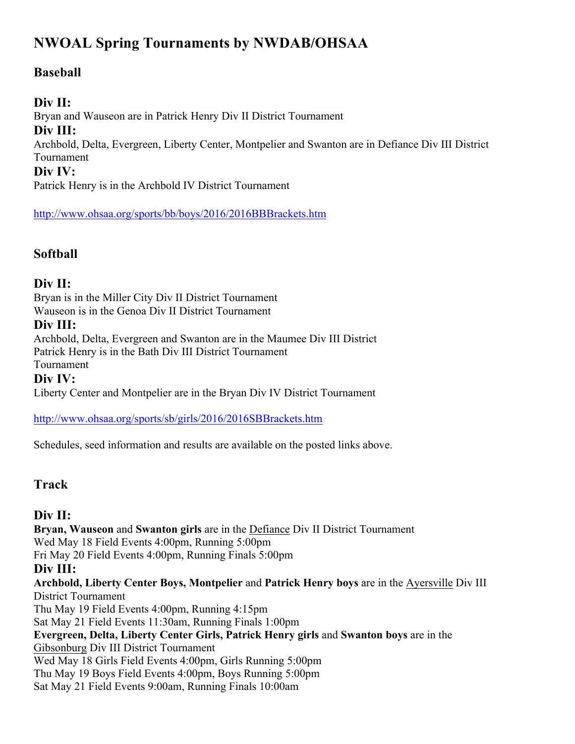# NWOAL Spring Tournaments by NWDAB/OHSAA

### Baseball

### Div II:

Bryan and Wauseon are in Patrick Henry Div II District Tournament

### Div III:

Archbold, Delta, Evergreen, Liberty Center, Montpelier and Swanton are in Defiance Div III District Tournament

### Div IV:

Patrick Henry is in the Archbold IV District Tournament

http://www.ohsaa.org/sports/bb/boys/2016/2016BBBrackets.htm

### Softball

### Div II:

Bryan is in the Miller City Div II District Tournament
Wauseon is in the Genoa Div II District Tournament

### Div III:

Archbold, Delta, Evergreen and Swanton are in the Maumee Div III District
Patrick Henry is in the Bath Div III District Tournament
Tournament

### Div IV:

Liberty Center and Montpelier are in the Bryan Div IV District Tournament

http://www.ohsaa.org/sports/sb/girls/2016/2016SBBrackets.htm

Schedules, seed information and results are available on the posted links above.

### Track

### Div II:

**Bryan, Wauseon** and **Swanton girls** are in the Defiance Div II District Tournament
Wed May 18 Field Events 4:00pm, Running 5:00pm
Fri May 20 Field Events 4:00pm, Running Finals 5:00pm

### Div III:

**Archbold, Liberty Center Boys, Montpelier** and **Patrick Henry boys** are in the Ayersville Div III District Tournament
Thu May 19 Field Events 4:00pm, Running 4:15pm
Sat May 21 Field Events 11:30am, Running Finals 1:00pm
**Evergreen, Delta, Liberty Center Girls, Patrick Henry girls** and **Swanton boys** are in the Gibsonburg Div III District Tournament
Wed May 18 Girls Field Events 4:00pm, Girls Running 5:00pm
Thu May 19 Boys Field Events 4:00pm, Boys Running 5:00pm
Sat May 21 Field Events 9:00am, Running Finals 10:00am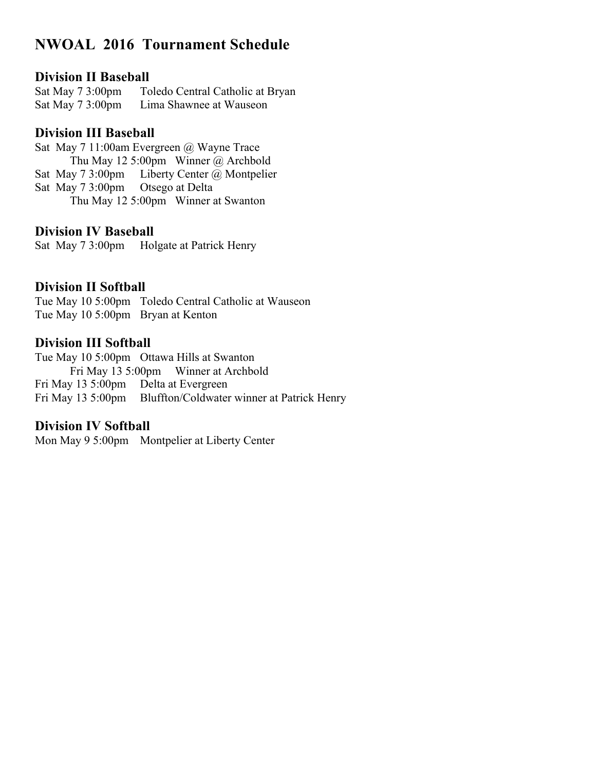# NWOAL 2016 Tournament Schedule

## Division II Baseball

Sat May 7 3:00pm Toledo Central Catholic at Bryan
Sat May 7 3:00pm Lima Shawnee at Wauseon

## Division III Baseball

Sat May 7 11:00am Evergreen @ Wayne Trace
  Thu May 12 5:00pm Winner @ Archbold
Sat May 7 3:00pm Liberty Center @ Montpelier
Sat May 7 3:00pm Otsego at Delta
  Thu May 12 5:00pm Winner at Swanton

## Division IV Baseball

Sat May 7 3:00pm Holgate at Patrick Henry

## Division II Softball

Tue May 10 5:00pm Toledo Central Catholic at Wauseon
Tue May 10 5:00pm Bryan at Kenton

## Division III Softball

Tue May 10 5:00pm Ottawa Hills at Swanton
  Fri May 13 5:00pm Winner at Archbold
Fri May 13 5:00pm Delta at Evergreen
Fri May 13 5:00pm Bluffton/Coldwater winner at Patrick Henry

## Division IV Softball

Mon May 9 5:00pm Montpelier at Liberty Center